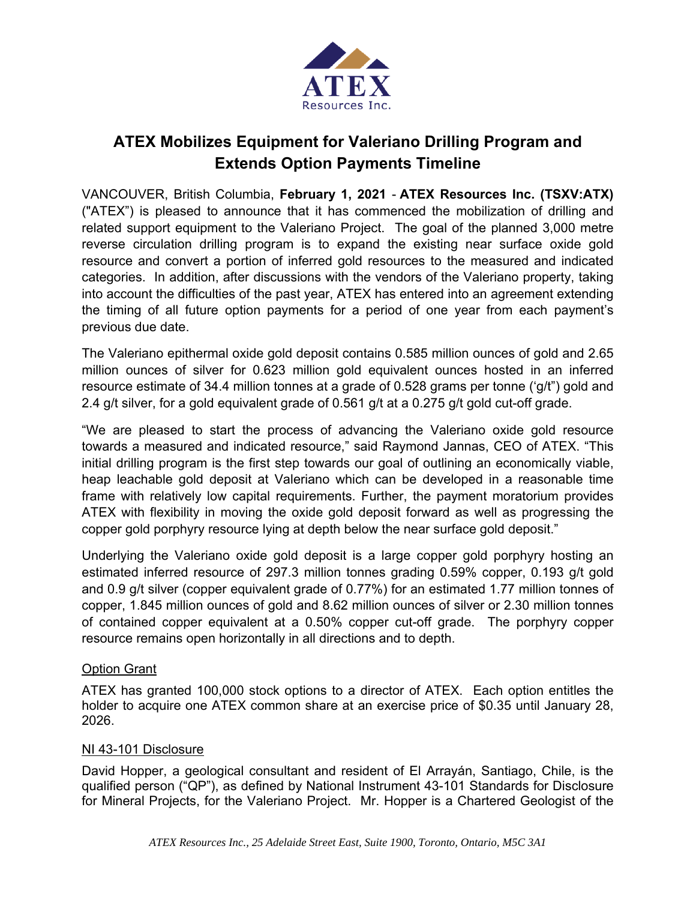# ATEX Mobilizes Equipment for Valeriano Drilling Program and Extends Option Payments Timeline

VANCOUVER, British Columbia, **February 1, 2021** - **ATEX Resources Inc. (TSXV:ATX)** ("ATEX") is pleased to announce that it has commenced the mobilization of drilling and related support equipment to the Valeriano Project. The goal of the planned 3,000 metre reverse circulation drilling program is to expand the existing near surface oxide gold resource and convert a portion of inferred gold resources to the measured and indicated categories. In addition, after discussions with the vendors of the Valeriano property, taking into account the difficulties of the past year, ATEX has entered into an agreement extending the timing of all future option payments for a period of one year from each payment's previous due date.

The Valeriano epithermal oxide gold deposit contains 0.585 million ounces of gold and 2.65 million ounces of silver for 0.623 million gold equivalent ounces hosted in an inferred resource estimate of 34.4 million tonnes at a grade of 0.528 grams per tonne ('g/t") gold and 2.4 g/t silver, for a gold equivalent grade of 0.561 g/t at a 0.275 g/t gold cut-off grade.

"We are pleased to start the process of advancing the Valeriano oxide gold resource towards a measured and indicated resource," said Raymond Jannas, CEO of ATEX. "This initial drilling program is the first step towards our goal of outlining an economically viable, heap leachable gold deposit at Valeriano which can be developed in a reasonable time frame with relatively low capital requirements. Further, the payment moratorium provides ATEX with flexibility in moving the oxide gold deposit forward as well as progressing the copper gold porphyry resource lying at depth below the near surface gold deposit."

Underlying the Valeriano oxide gold deposit is a large copper gold porphyry hosting an estimated inferred resource of 297.3 million tonnes grading 0.59% copper, 0.193 g/t gold and 0.9 g/t silver (copper equivalent grade of 0.77%) for an estimated 1.77 million tonnes of copper, 1.845 million ounces of gold and 8.62 million ounces of silver or 2.30 million tonnes of contained copper equivalent at a 0.50% copper cut-off grade. The porphyry copper resource remains open horizontally in all directions and to depth.

## Option Grant

ATEX has granted 100,000 stock options to a director of ATEX. Each option entitles the holder to acquire one ATEX common share at an exercise price of $0.35 until January 28, 2026.

## NI 43-101 Disclosure

David Hopper, a geological consultant and resident of El Arrayán, Santiago, Chile, is the qualified person ("QP"), as defined by National Instrument 43-101 Standards for Disclosure for Mineral Projects, for the Valeriano Project. Mr. Hopper is a Chartered Geologist of the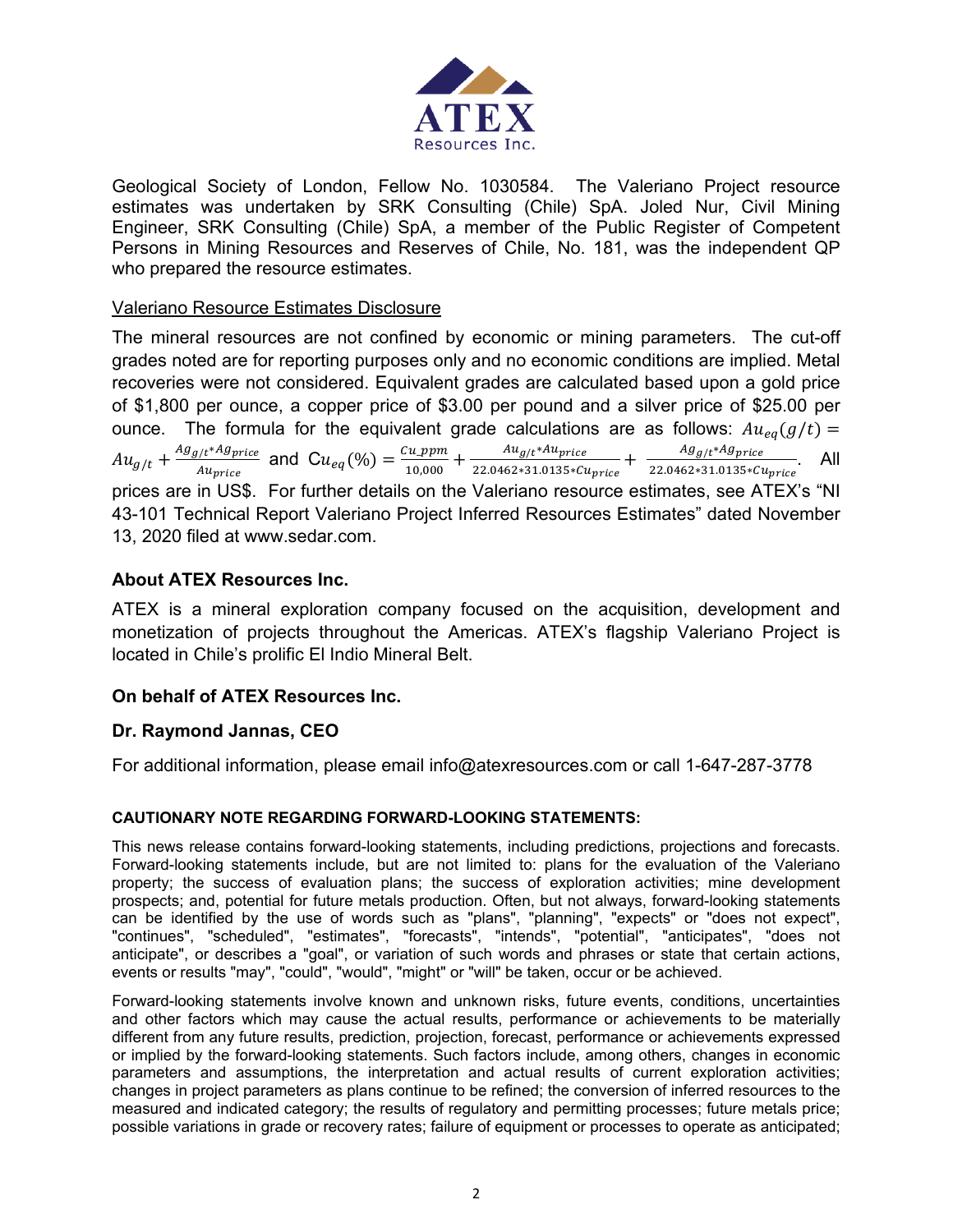Geological Society of London, Fellow No. 1030584. The Valeriano Project resource estimates was undertaken by SRK Consulting (Chile) SpA. Joled Nur, Civil Mining Engineer, SRK Consulting (Chile) SpA, a member of the Public Register of Competent Persons in Mining Resources and Reserves of Chile, No. 181, was the independent QP who prepared the resource estimates.

Valeriano Resource Estimates Disclosure

The mineral resources are not confined by economic or mining parameters. The cut-off grades noted are for reporting purposes only and no economic conditions are implied. Metal recoveries were not considered. Equivalent grades are calculated based upon a gold price of $1,800 per ounce, a copper price of $3.00 per pound and a silver price of $25.00 per ounce. The formula for the equivalent grade calculations are as follows: $Au_{eq}(g/t) = Au_{g/t} + \frac{Ag_{g/t} * Ag_{price}}{Au_{price}}$ and $Cu_{eq}(\%) = \frac{Cu\_ppm}{10{,}000} + \frac{Au_{g/t} * Au_{price}}{22.0462 * 31.0135 * Cu_{price}} + \frac{Ag_{g/t} * Ag_{price}}{22.0462 * 31.0135 * Cu_{price}}$. All prices are in US$. For further details on the Valeriano resource estimates, see ATEX's "NI 43-101 Technical Report Valeriano Project Inferred Resources Estimates" dated November 13, 2020 filed at www.sedar.com.

## About ATEX Resources Inc.

ATEX is a mineral exploration company focused on the acquisition, development and monetization of projects throughout the Americas. ATEX's flagship Valeriano Project is located in Chile's prolific El Indio Mineral Belt.

**On behalf of ATEX Resources Inc.**

**Dr. Raymond Jannas, CEO**

For additional information, please email info@atexresources.com or call 1-647-287-3778

### CAUTIONARY NOTE REGARDING FORWARD-LOOKING STATEMENTS:

This news release contains forward-looking statements, including predictions, projections and forecasts. Forward-looking statements include, but are not limited to: plans for the evaluation of the Valeriano property; the success of evaluation plans; the success of exploration activities; mine development prospects; and, potential for future metals production. Often, but not always, forward-looking statements can be identified by the use of words such as "plans", "planning", "expects" or "does not expect", "continues", "scheduled", "estimates", "forecasts", "intends", "potential", "anticipates", "does not anticipate", or describes a "goal", or variation of such words and phrases or state that certain actions, events or results "may", "could", "would", "might" or "will" be taken, occur or be achieved.

Forward-looking statements involve known and unknown risks, future events, conditions, uncertainties and other factors which may cause the actual results, performance or achievements to be materially different from any future results, prediction, projection, forecast, performance or achievements expressed or implied by the forward-looking statements. Such factors include, among others, changes in economic parameters and assumptions, the interpretation and actual results of current exploration activities; changes in project parameters as plans continue to be refined; the conversion of inferred resources to the measured and indicated category; the results of regulatory and permitting processes; future metals price; possible variations in grade or recovery rates; failure of equipment or processes to operate as anticipated;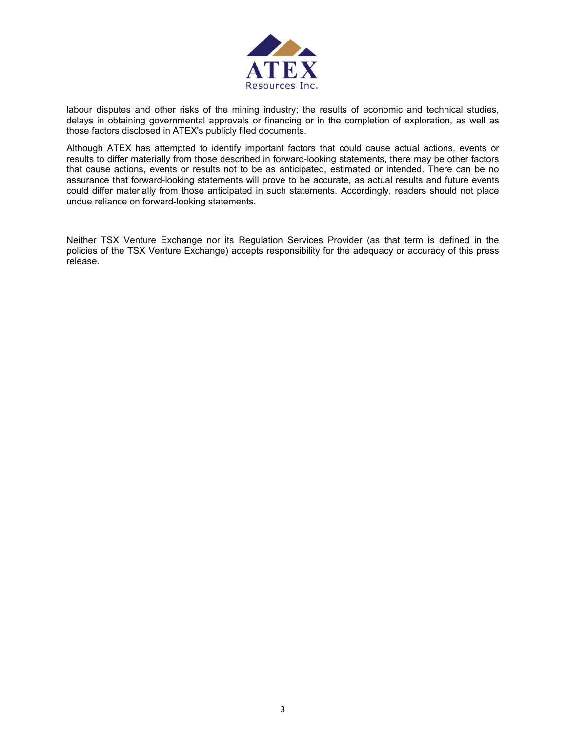labour disputes and other risks of the mining industry; the results of economic and technical studies, delays in obtaining governmental approvals or financing or in the completion of exploration, as well as those factors disclosed in ATEX's publicly filed documents.

Although ATEX has attempted to identify important factors that could cause actual actions, events or results to differ materially from those described in forward-looking statements, there may be other factors that cause actions, events or results not to be as anticipated, estimated or intended. There can be no assurance that forward-looking statements will prove to be accurate, as actual results and future events could differ materially from those anticipated in such statements. Accordingly, readers should not place undue reliance on forward-looking statements.

Neither TSX Venture Exchange nor its Regulation Services Provider (as that term is defined in the policies of the TSX Venture Exchange) accepts responsibility for the adequacy or accuracy of this press release.